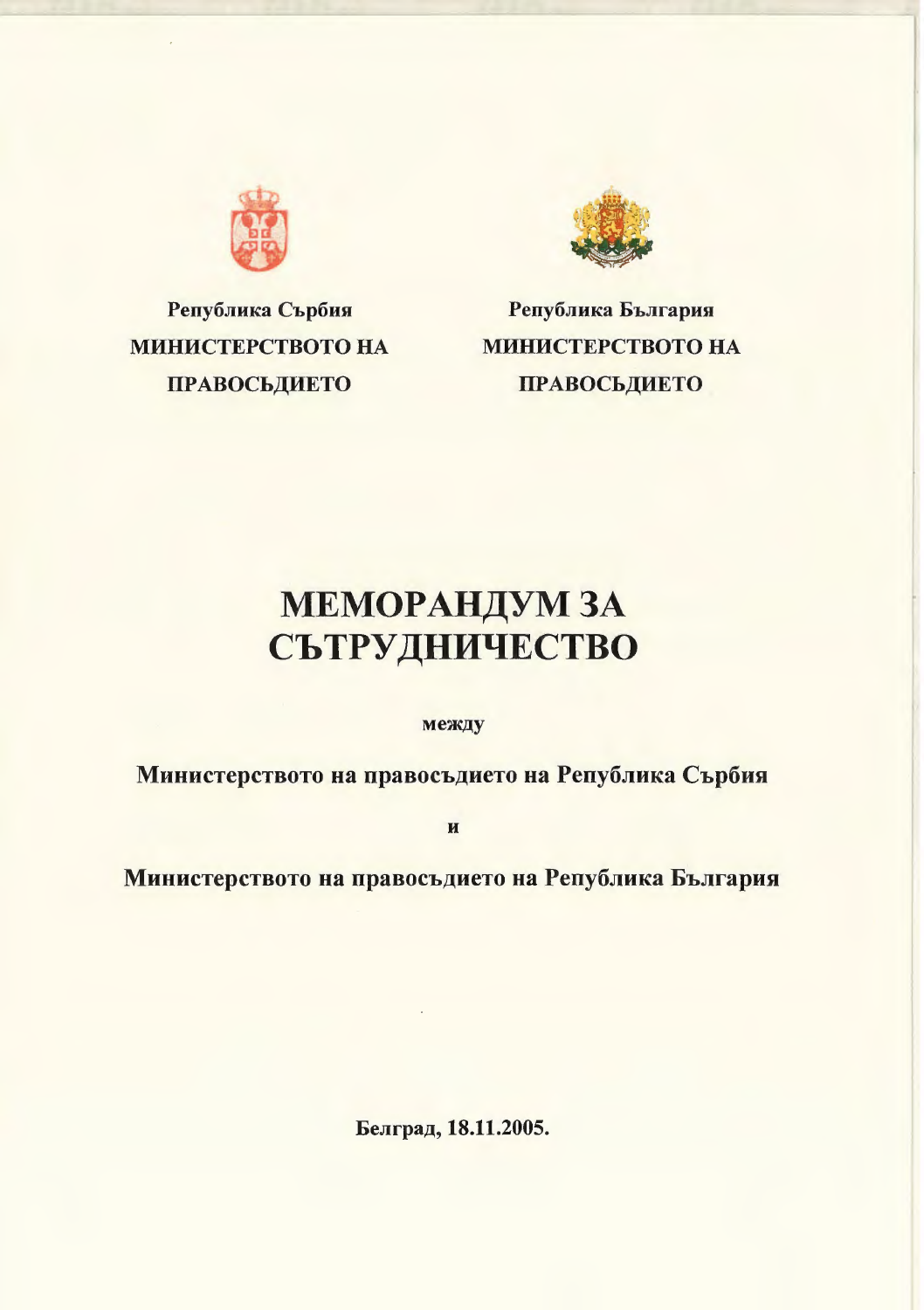**Република Сърбия**
**МИНИСТЕРСТВОТО НА ПРАВОСЪДИЕТО**

**Република България**
**МИНИСТЕРСТВОТО НА ПРАВОСЪДИЕТО**

# МЕМОРАНДУМ ЗА СЪТРУДНИЧЕСТВО

**между**

**Министерството на правосъдието на Република Сърбия**

**и**

**Министерството на правосъдието на Република България**

**Белград, 18.11.2005.**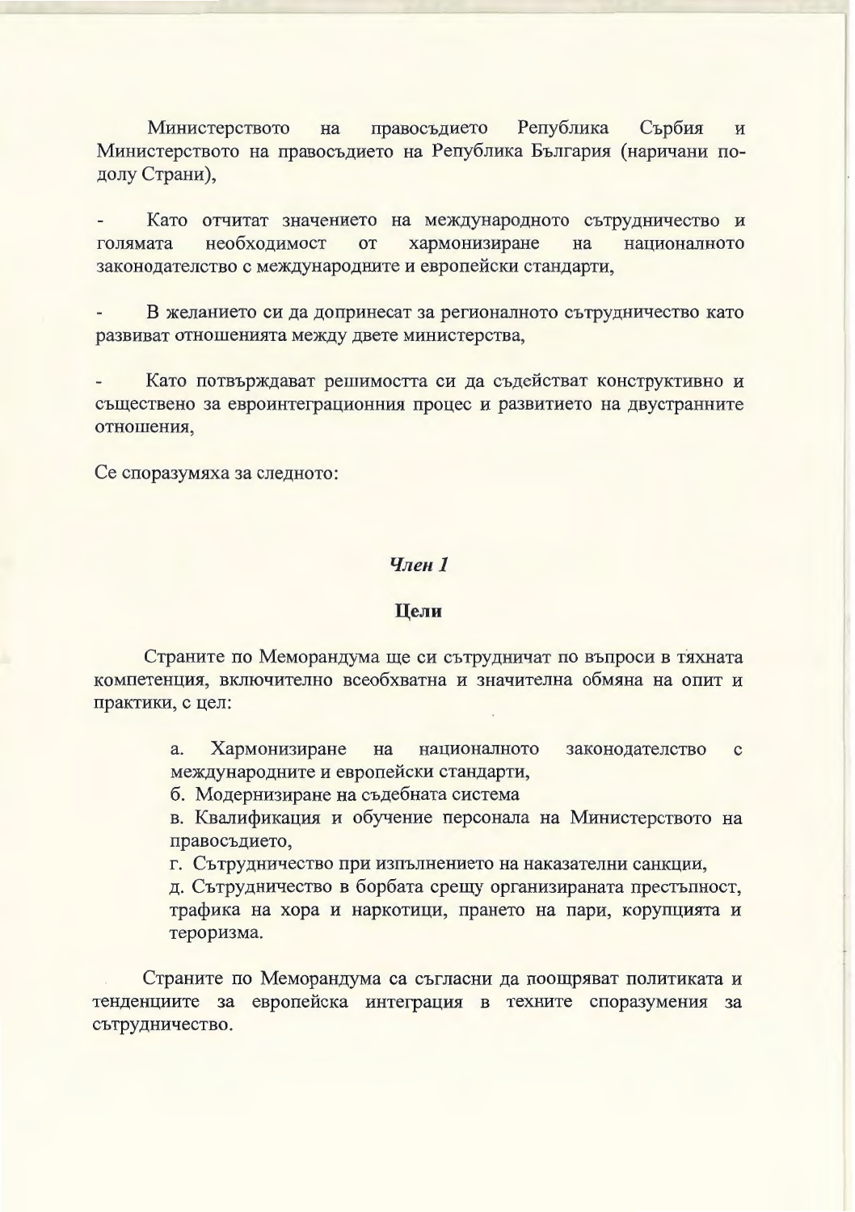Министерството на правосъдието Република Сърбия и Министерството на правосъдието на Република България (наричани по-долу Страни),

- Като отчитат значението на международното сътрудничество и голямата необходимост от хармонизиране на националното законодателство с международните и европейски стандарти,

- В желанието си да допринесат за регионалното сътрудничество като развиват отношенията между двете министерства,

- Като потвърждават решимостта си да съдействат конструктивно и съществено за евроинтеграционния процес и развитието на двустранните отношения,

Се споразумяха за следното:

### *Член 1*

### **Цели**

Страните по Меморандума ще си сътрудничат по въпроси в тяхната компетенция, включително всеобхватна и значителна обмяна на опит и практики, с цел:

а. Хармонизиране на националното законодателство с международните и европейски стандарти,
б. Модернизиране на съдебната система
в. Квалификация и обучение персонала на Министерството на правосъдието,
г. Сътрудничество при изпълнението на наказателни санкции,
д. Сътрудничество в борбата срещу организираната престъпност, трафика на хора и наркотици, прането на пари, корупцията и тероризма.

Страните по Меморандума са съгласни да поощряват политиката и тенденциите за европейска интеграция в техните споразумения за сътрудничество.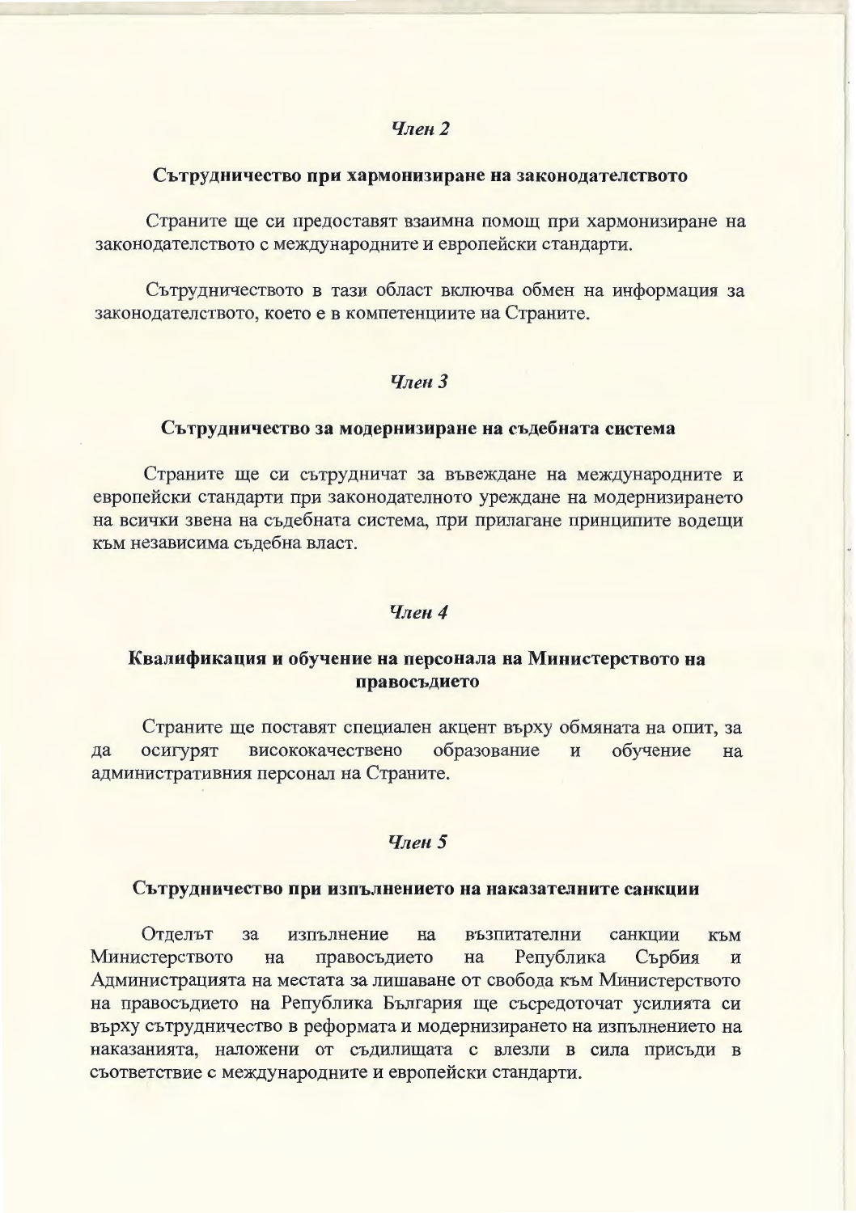*Член 2*

**Сътрудничество при хармонизиране на законодателството**

Страните ще си предоставят взаимна помощ при хармонизиране на законодателството с международните и европейски стандарти.

Сътрудничеството в тази област включва обмен на информация за законодателството, което е в компетенциите на Страните.

*Член 3*

**Сътрудничество за модернизиране на съдебната система**

Страните ще си сътрудничат за въвеждане на международните и европейски стандарти при законодателното уреждане на модернизирането на всички звена на съдебната система, при прилагане принципите водещи към независима съдебна власт.

*Член 4*

**Квалификация и обучение на персонала на Министерството на правосъдието**

Страните ще поставят специален акцент върху обмяната на опит, за да осигурят висококачествено образование и обучение на административния персонал на Страните.

*Член 5*

**Сътрудничество при изпълнението на наказателните санкции**

Отделът за изпълнение на възпитателни санкции към Министерството на правосъдието на Република Сърбия и Администрацията на местата за лишаване от свобода към Министерството на правосъдието на Република България ще съсредоточат усилията си върху сътрудничество в реформата и модернизирането на изпълнението на наказанията, наложени от съдилищата с влезли в сила присъди в съответствие с международните и европейски стандарти.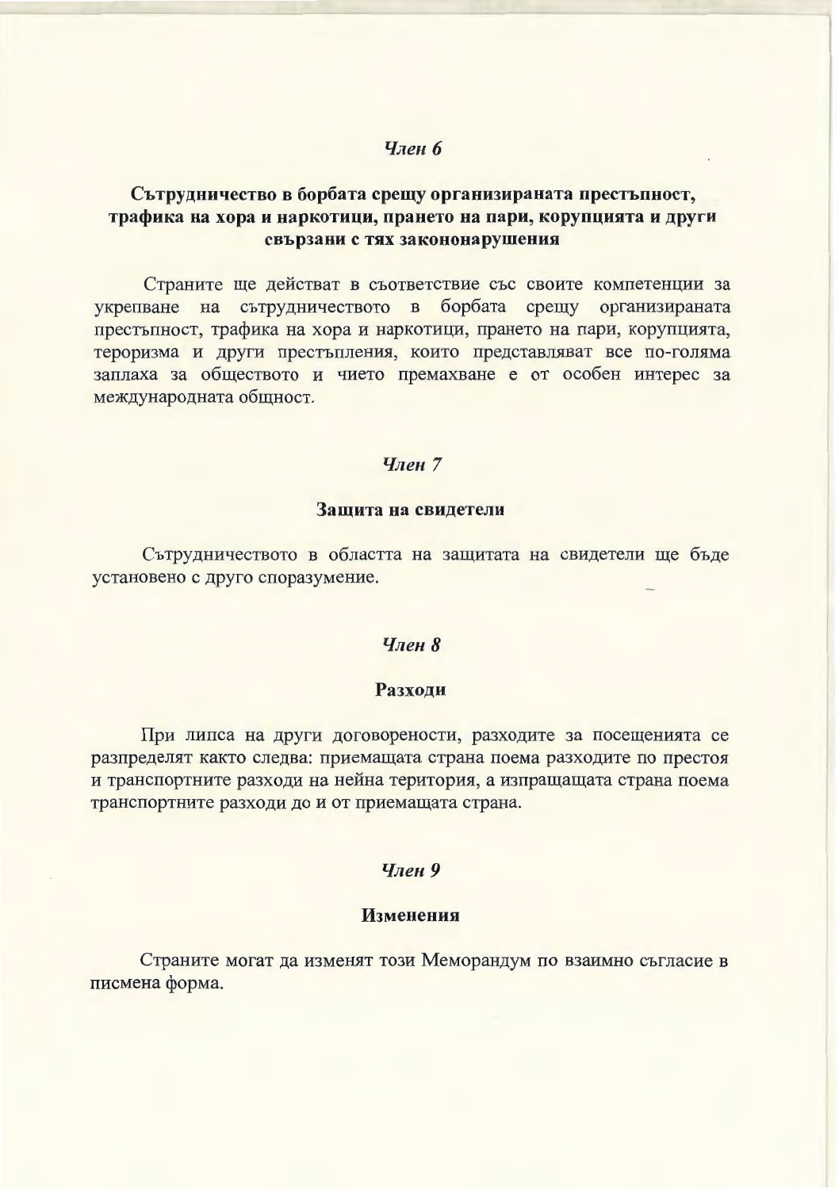*Член 6*

**Сътрудничество в борбата срещу организираната престъпност, трафика на хора и наркотици, прането на пари, корупцията и други свързани с тях закононарушения**

Страните ще действат в съответствие със своите компетенции за укрепване на сътрудничеството в борбата срещу организираната престъпност, трафика на хора и наркотици, прането на пари, корупцията, тероризма и други престъпления, които представляват все по-голяма заплаха за обществото и чието премахване е от особен интерес за международната общност.

*Член 7*

**Защита на свидетели**

Сътрудничеството в областта на защитата на свидетели ще бъде установено с друго споразумение.

*Член 8*

**Разходи**

При липса на други договорености, разходите за посещенията се разпределят както следва: приемащата страна поема разходите по престоя и транспортните разходи на нейна територия, а изпращащата страна поема транспортните разходи до и от приемащата страна.

*Член 9*

**Изменения**

Страните могат да изменят този Меморандум по взаимно съгласие в писмена форма.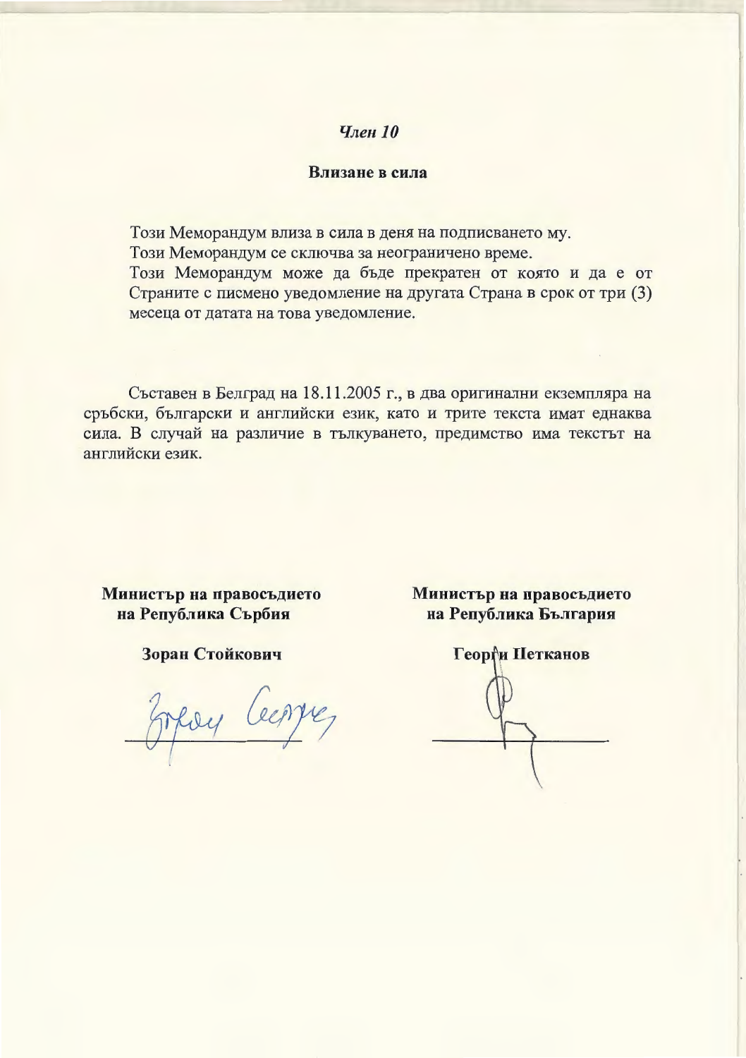*Член 10*

**Влизане в сила**

Този Меморандум влиза в сила в деня на подписването му.
Този Меморандум се сключва за неограничено време.
Този Меморандум може да бъде прекратен от която и да е от Страните с писмено уведомление на другата Страна в срок от три (3) месеца от датата на това уведомление.

Съставен в Белград на 18.11.2005 г., в два оригинални екземпляра на сръбски, български и английски език, като и трите текста имат еднаква сила. В случай на различие в тълкуването, предимство има текстът на английски език.

| | |
|---|---|
| **Министър на правосъдието на Република Сърбия** | **Министър на правосъдието на Република България** |
| **Зоран Стойкович** | **Георги Петканов** |